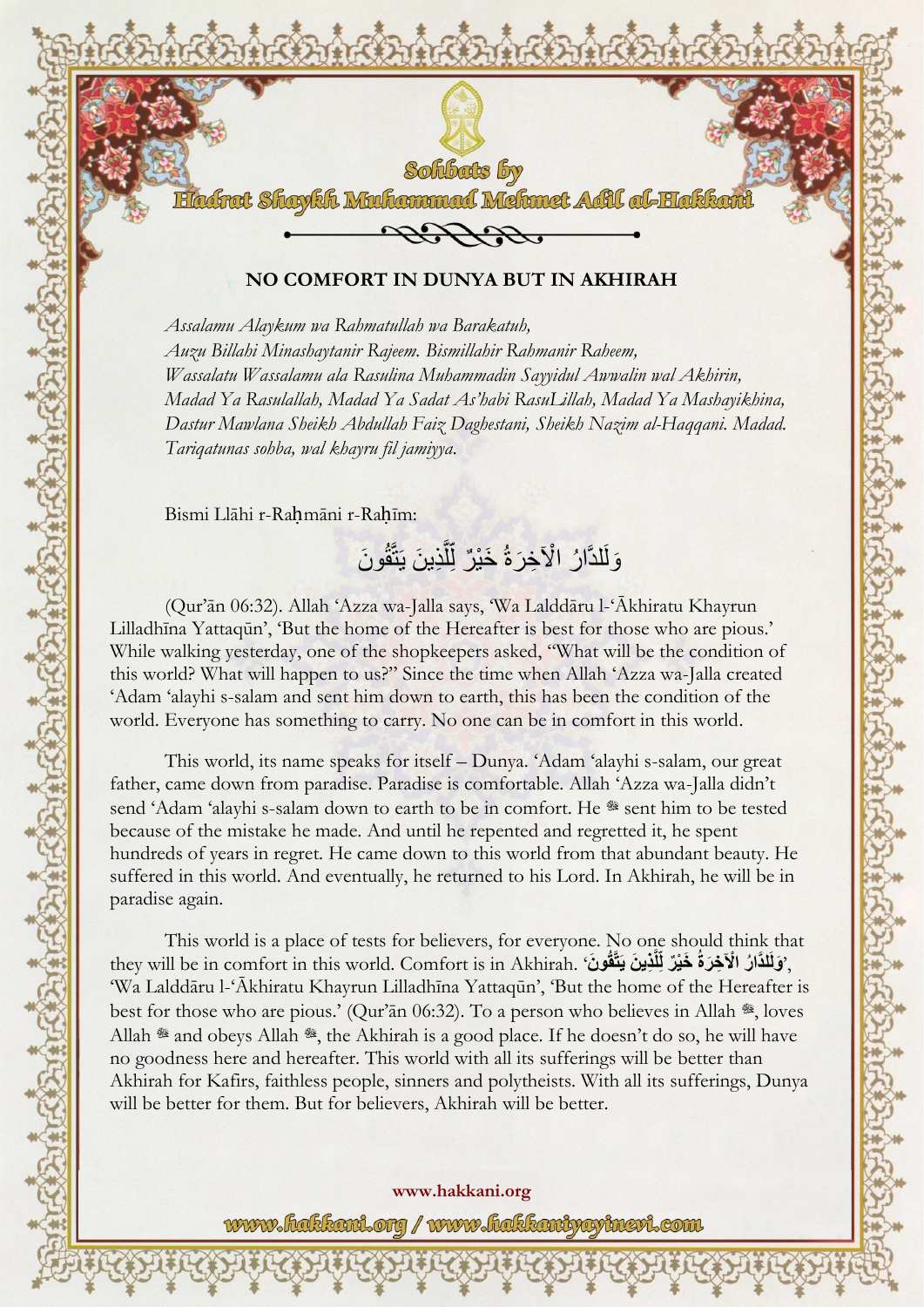Sohbats by

Hadrat Shaykh Muhammad Mehmet Adil al-Hakkani

## NO COMFORT IN DUNYA BUT IN AKHIRAH

*Assalamu Alaykum wa Rahmatullah wa Barakatuh,*
*Auzu Billahi Minashaytanir Rajeem. Bismillahir Rahmanir Raheem,*
*Wassalatu Wassalamu ala Rasulina Muhammadin Sayyidul Awwalin wal Akhirin,*
*Madad Ya Rasulallah, Madad Ya Sadat As'habi RasuLillah, Madad Ya Mashayikhina,*
*Dastur Mawlana Sheikh Abdullah Faiz Daghestani, Sheikh Nazim al-Haqqani. Madad.*
*Tariqatunas sohba, wal khayru fil jamiyya.*

Bismi Llāhi r-Raḥmāni r-Raḥīm:

وَلَلدَّارُ الْآخِرَةُ خَيْرٌ لِّلَّذِينَ يَتَّقُونَ

(Qur'ān 06:32). Allah 'Azza wa-Jalla says, 'Wa Lalddāru l-'Ākhiratu Khayrun Lilladhīna Yattaqūn', 'But the home of the Hereafter is best for those who are pious.' While walking yesterday, one of the shopkeepers asked, "What will be the condition of this world? What will happen to us?" Since the time when Allah 'Azza wa-Jalla created 'Adam 'alayhi s-salam and sent him down to earth, this has been the condition of the world. Everyone has something to carry. No one can be in comfort in this world.

This world, its name speaks for itself – Dunya. 'Adam 'alayhi s-salam, our great father, came down from paradise. Paradise is comfortable. Allah 'Azza wa-Jalla didn't send 'Adam 'alayhi s-salam down to earth to be in comfort. He ﷻ sent him to be tested because of the mistake he made. And until he repented and regretted it, he spent hundreds of years in regret. He came down to this world from that abundant beauty. He suffered in this world. And eventually, he returned to his Lord. In Akhirah, he will be in paradise again.

This world is a place of tests for believers, for everyone. No one should think that they will be in comfort in this world. Comfort is in Akhirah. 'وَلَلدَّارُ الْآخِرَةُ خَيْرٌ لِّلَّذِينَ يَتَّقُونَ', 'Wa Lalddāru l-'Ākhiratu Khayrun Lilladhīna Yattaqūn', 'But the home of the Hereafter is best for those who are pious.' (Qur'ān 06:32). To a person who believes in Allah ﷻ, loves Allah ﷻ and obeys Allah ﷻ, the Akhirah is a good place. If he doesn't do so, he will have no goodness here and hereafter. This world with all its sufferings will be better than Akhirah for Kafirs, faithless people, sinners and polytheists. With all its sufferings, Dunya will be better for them. But for believers, Akhirah will be better.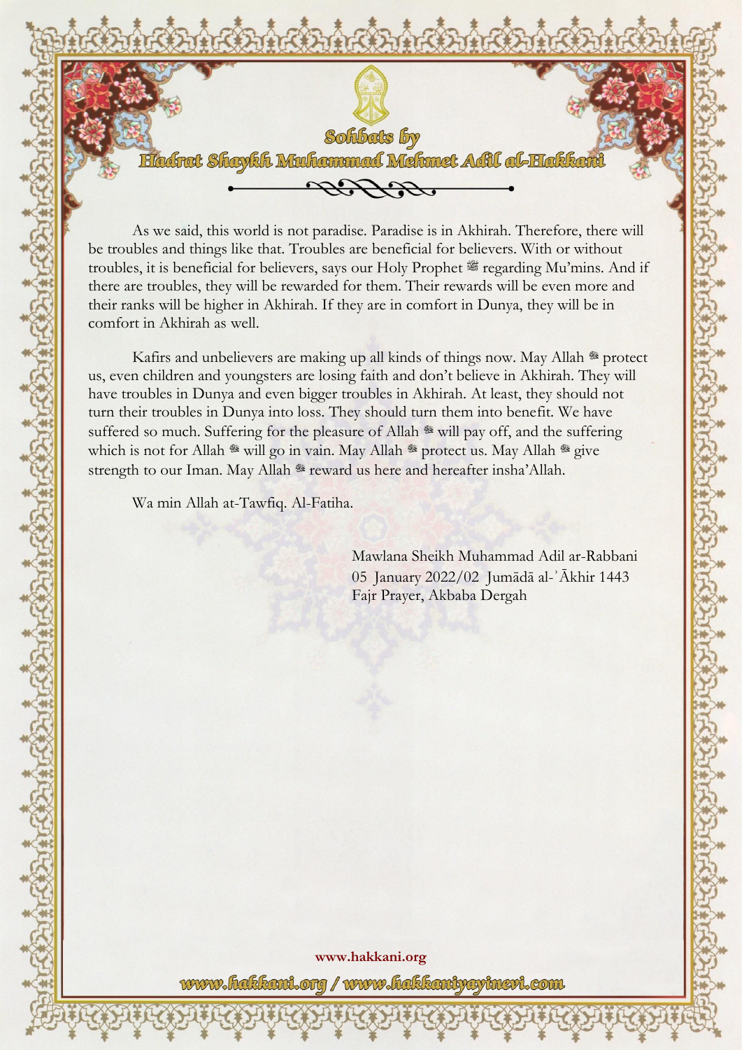As we said, this world is not paradise. Paradise is in Akhirah. Therefore, there will be troubles and things like that. Troubles are beneficial for believers. With or without troubles, it is beneficial for believers, says our Holy Prophet ﷺ regarding Mu'mins. And if there are troubles, they will be rewarded for them. Their rewards will be even more and their ranks will be higher in Akhirah. If they are in comfort in Dunya, they will be in comfort in Akhirah as well.

Kafirs and unbelievers are making up all kinds of things now. May Allah ﷻ protect us, even children and youngsters are losing faith and don't believe in Akhirah. They will have troubles in Dunya and even bigger troubles in Akhirah. At least, they should not turn their troubles in Dunya into loss. They should turn them into benefit. We have suffered so much. Suffering for the pleasure of Allah ﷻ will pay off, and the suffering which is not for Allah ﷻ will go in vain. May Allah ﷻ protect us. May Allah ﷻ give strength to our Iman. May Allah ﷻ reward us here and hereafter insha'Allah.

Wa min Allah at-Tawfiq. Al-Fatiha.

Mawlana Sheikh Muhammad Adil ar-Rabbani
05 January 2022/02 Jumādā al-ʾĀkhir 1443
Fajr Prayer, Akbaba Dergah